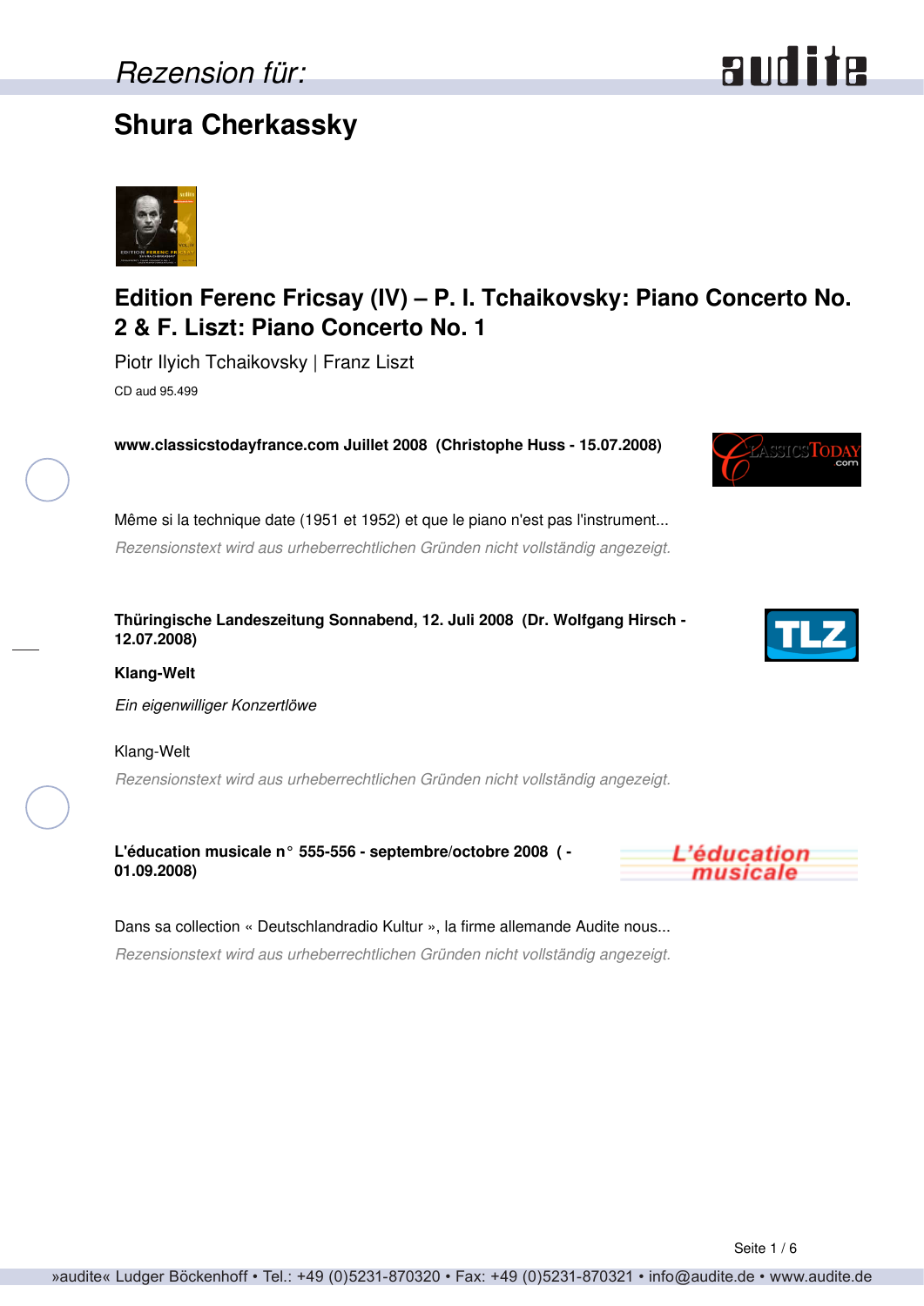Rezension für:

# Shura Cherkassky

## Edition Ferenc Fricsay (IV) – P. I. Tchaikovsky: Piano Concerto No. 2 & F. Liszt: Piano Concerto No. 1

Piotr Ilyich Tchaikovsky | Franz Liszt

CD aud 95.499

**www.classicstodayfrance.com Juillet 2008 (Christophe Huss - 15.07.2008)**

Même si la technique date (1951 et 1952) et que le piano n'est pas l'instrument...

*Rezensionstext wird aus urheberrechtlichen Gründen nicht vollständig angezeigt.*

**Thüringische Landeszeitung Sonnabend, 12. Juli 2008 (Dr. Wolfgang Hirsch - 12.07.2008)**

**Klang-Welt**

*Ein eigenwilliger Konzertlöwe*

Klang-Welt

*Rezensionstext wird aus urheberrechtlichen Gründen nicht vollständig angezeigt.*

**L'éducation musicale n° 555-556 - septembre/octobre 2008 ( - 01.09.2008)**

Dans sa collection « Deutschlandradio Kultur », la firme allemande Audite nous...

*Rezensionstext wird aus urheberrechtlichen Gründen nicht vollständig angezeigt.*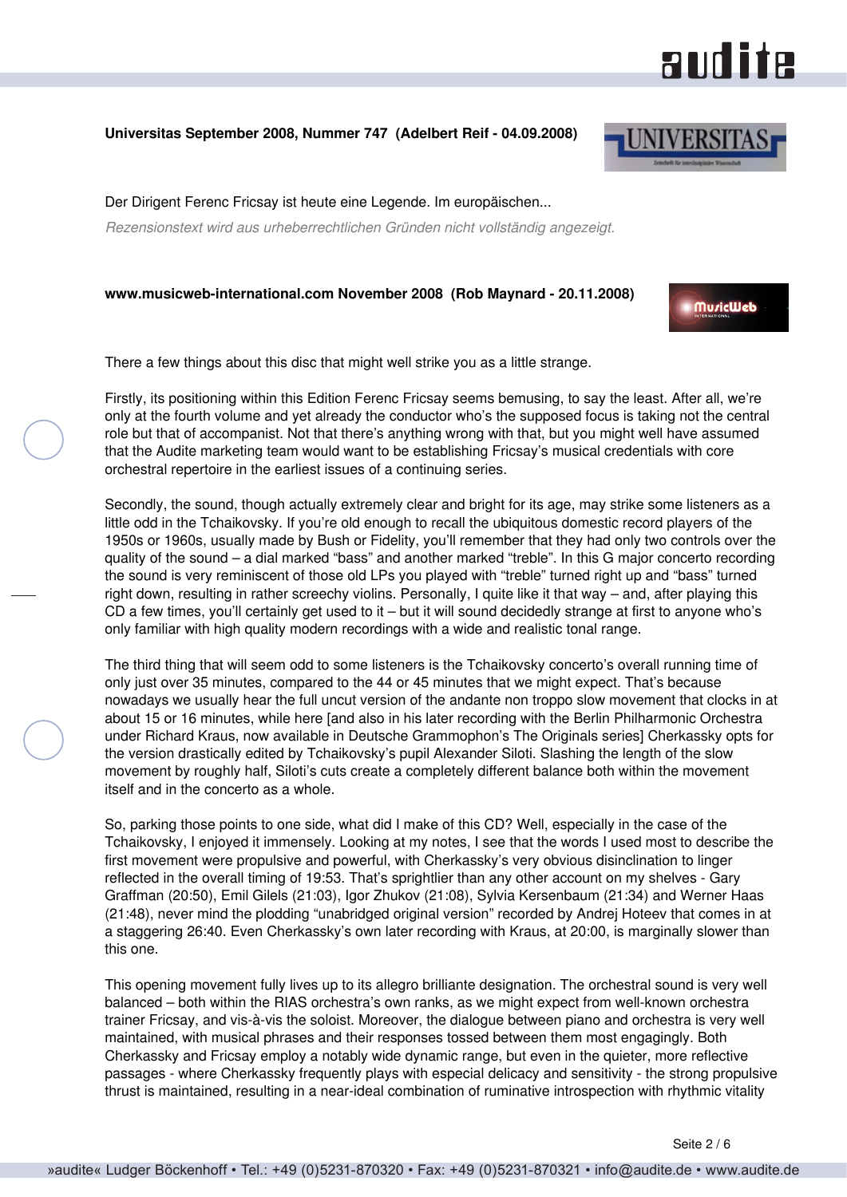**Universitas September 2008, Nummer 747 (Adelbert Reif - 04.09.2008)**

Der Dirigent Ferenc Fricsay ist heute eine Legende. Im europäischen...

*Rezensionstext wird aus urheberrechtlichen Gründen nicht vollständig angezeigt.*

**www.musicweb-international.com November 2008 (Rob Maynard - 20.11.2008)**

There a few things about this disc that might well strike you as a little strange.

Firstly, its positioning within this Edition Ferenc Fricsay seems bemusing, to say the least. After all, we're only at the fourth volume and yet already the conductor who's the supposed focus is taking not the central role but that of accompanist. Not that there's anything wrong with that, but you might well have assumed that the Audite marketing team would want to be establishing Fricsay's musical credentials with core orchestral repertoire in the earliest issues of a continuing series.

Secondly, the sound, though actually extremely clear and bright for its age, may strike some listeners as a little odd in the Tchaikovsky. If you're old enough to recall the ubiquitous domestic record players of the 1950s or 1960s, usually made by Bush or Fidelity, you'll remember that they had only two controls over the quality of the sound – a dial marked "bass" and another marked "treble". In this G major concerto recording the sound is very reminiscent of those old LPs you played with "treble" turned right up and "bass" turned right down, resulting in rather screechy violins. Personally, I quite like it that way – and, after playing this CD a few times, you'll certainly get used to it – but it will sound decidedly strange at first to anyone who's only familiar with high quality modern recordings with a wide and realistic tonal range.

The third thing that will seem odd to some listeners is the Tchaikovsky concerto's overall running time of only just over 35 minutes, compared to the 44 or 45 minutes that we might expect. That's because nowadays we usually hear the full uncut version of the andante non troppo slow movement that clocks in at about 15 or 16 minutes, while here [and also in his later recording with the Berlin Philharmonic Orchestra under Richard Kraus, now available in Deutsche Grammophon's The Originals series] Cherkassky opts for the version drastically edited by Tchaikovsky's pupil Alexander Siloti. Slashing the length of the slow movement by roughly half, Siloti's cuts create a completely different balance both within the movement itself and in the concerto as a whole.

So, parking those points to one side, what did I make of this CD? Well, especially in the case of the Tchaikovsky, I enjoyed it immensely. Looking at my notes, I see that the words I used most to describe the first movement were propulsive and powerful, with Cherkassky's very obvious disinclination to linger reflected in the overall timing of 19:53. That's sprightlier than any other account on my shelves - Gary Graffman (20:50), Emil Gilels (21:03), Igor Zhukov (21:08), Sylvia Kersenbaum (21:34) and Werner Haas (21:48), never mind the plodding "unabridged original version" recorded by Andrej Hoteev that comes in at a staggering 26:40. Even Cherkassky's own later recording with Kraus, at 20:00, is marginally slower than this one.

This opening movement fully lives up to its allegro brilliante designation. The orchestral sound is very well balanced – both within the RIAS orchestra's own ranks, as we might expect from well-known orchestra trainer Fricsay, and vis-à-vis the soloist. Moreover, the dialogue between piano and orchestra is very well maintained, with musical phrases and their responses tossed between them most engagingly. Both Cherkassky and Fricsay employ a notably wide dynamic range, but even in the quieter, more reflective passages - where Cherkassky frequently plays with especial delicacy and sensitivity - the strong propulsive thrust is maintained, resulting in a near-ideal combination of ruminative introspection with rhythmic vitality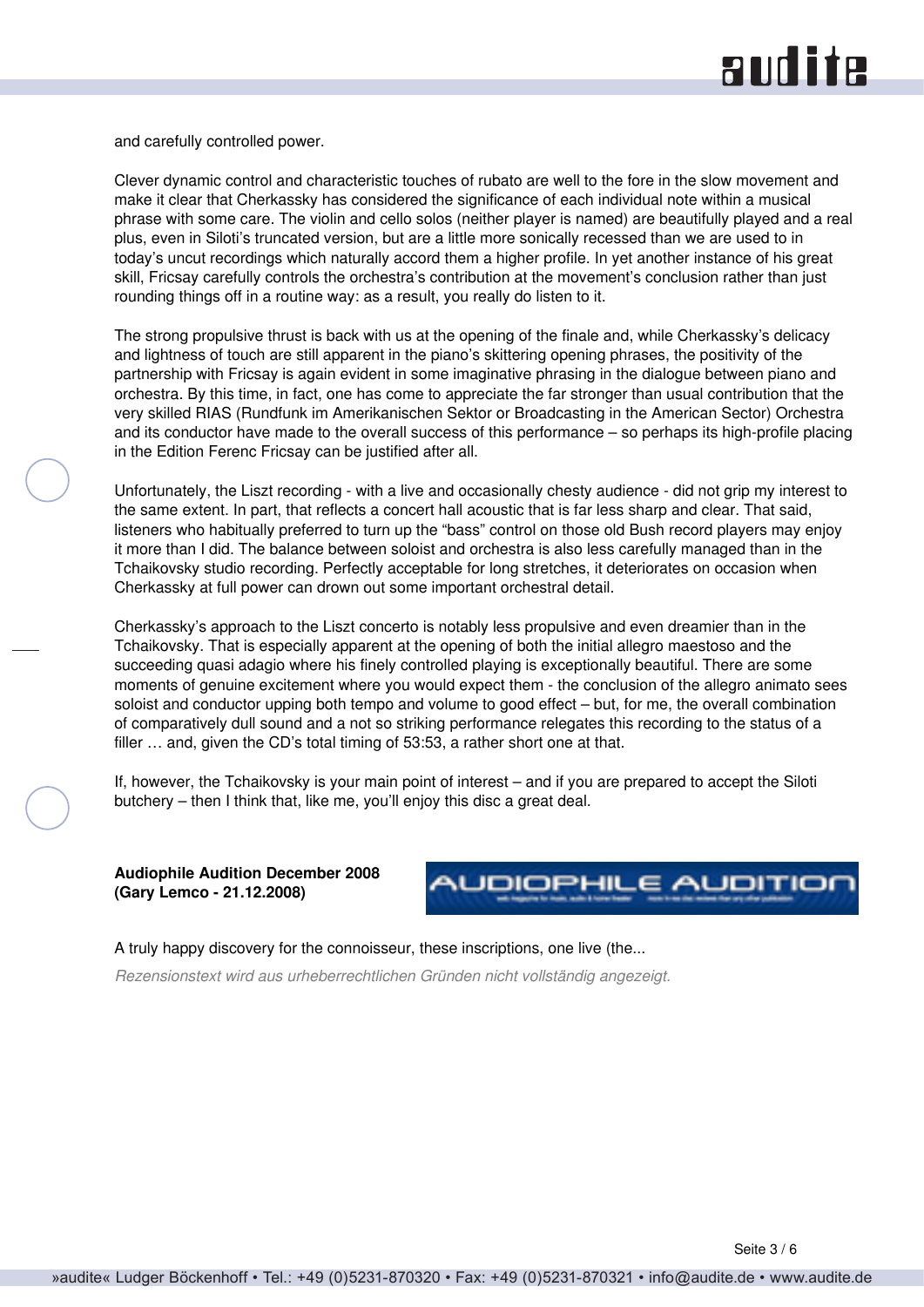and carefully controlled power.

Clever dynamic control and characteristic touches of rubato are well to the fore in the slow movement and make it clear that Cherkassky has considered the significance of each individual note within a musical phrase with some care. The violin and cello solos (neither player is named) are beautifully played and a real plus, even in Siloti's truncated version, but are a little more sonically recessed than we are used to in today's uncut recordings which naturally accord them a higher profile. In yet another instance of his great skill, Fricsay carefully controls the orchestra's contribution at the movement's conclusion rather than just rounding things off in a routine way: as a result, you really do listen to it.

The strong propulsive thrust is back with us at the opening of the finale and, while Cherkassky's delicacy and lightness of touch are still apparent in the piano's skittering opening phrases, the positivity of the partnership with Fricsay is again evident in some imaginative phrasing in the dialogue between piano and orchestra. By this time, in fact, one has come to appreciate the far stronger than usual contribution that the very skilled RIAS (Rundfunk im Amerikanischen Sektor or Broadcasting in the American Sector) Orchestra and its conductor have made to the overall success of this performance – so perhaps its high-profile placing in the Edition Ferenc Fricsay can be justified after all.

Unfortunately, the Liszt recording - with a live and occasionally chesty audience - did not grip my interest to the same extent. In part, that reflects a concert hall acoustic that is far less sharp and clear. That said, listeners who habitually preferred to turn up the "bass" control on those old Bush record players may enjoy it more than I did. The balance between soloist and orchestra is also less carefully managed than in the Tchaikovsky studio recording. Perfectly acceptable for long stretches, it deteriorates on occasion when Cherkassky at full power can drown out some important orchestral detail.

Cherkassky's approach to the Liszt concerto is notably less propulsive and even dreamier than in the Tchaikovsky. That is especially apparent at the opening of both the initial allegro maestoso and the succeeding quasi adagio where his finely controlled playing is exceptionally beautiful. There are some moments of genuine excitement where you would expect them - the conclusion of the allegro animato sees soloist and conductor upping both tempo and volume to good effect – but, for me, the overall combination of comparatively dull sound and a not so striking performance relegates this recording to the status of a filler … and, given the CD's total timing of 53:53, a rather short one at that.

If, however, the Tchaikovsky is your main point of interest – and if you are prepared to accept the Siloti butchery – then I think that, like me, you'll enjoy this disc a great deal.

**Audiophile Audition December 2008**
**(Gary Lemco - 21.12.2008)**

A truly happy discovery for the connoisseur, these inscriptions, one live (the...

*Rezensionstext wird aus urheberrechtlichen Gründen nicht vollständig angezeigt.*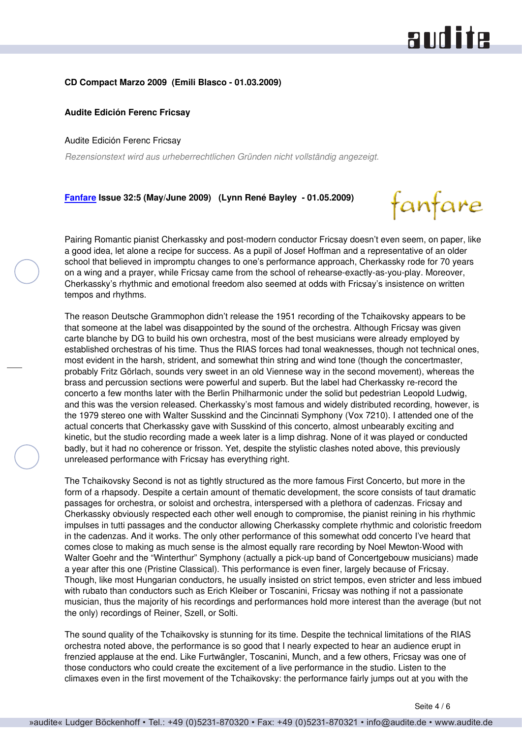**CD Compact Marzo 2009 (Emili Blasco - 01.03.2009)**

**Audite Edición Ferenc Fricsay**

Audite Edición Ferenc Fricsay

*Rezensionstext wird aus urheberrechtlichen Gründen nicht vollständig angezeigt.*

**Fanfare Issue 32:5 (May/June 2009) (Lynn René Bayley - 01.05.2009)**

Pairing Romantic pianist Cherkassky and post-modern conductor Fricsay doesn't even seem, on paper, like a good idea, let alone a recipe for success. As a pupil of Josef Hoffman and a representative of an older school that believed in impromptu changes to one's performance approach, Cherkassky rode for 70 years on a wing and a prayer, while Fricsay came from the school of rehearse-exactly-as-you-play. Moreover, Cherkassky's rhythmic and emotional freedom also seemed at odds with Fricsay's insistence on written tempos and rhythms.

The reason Deutsche Grammophon didn't release the 1951 recording of the Tchaikovsky appears to be that someone at the label was disappointed by the sound of the orchestra. Although Fricsay was given carte blanche by DG to build his own orchestra, most of the best musicians were already employed by established orchestras of his time. Thus the RIAS forces had tonal weaknesses, though not technical ones, most evident in the harsh, strident, and somewhat thin string and wind tone (though the concertmaster, probably Fritz Görlach, sounds very sweet in an old Viennese way in the second movement), whereas the brass and percussion sections were powerful and superb. But the label had Cherkassky re-record the concerto a few months later with the Berlin Philharmonic under the solid but pedestrian Leopold Ludwig, and this was the version released. Cherkassky's most famous and widely distributed recording, however, is the 1979 stereo one with Walter Susskind and the Cincinnati Symphony (Vox 7210). I attended one of the actual concerts that Cherkassky gave with Susskind of this concerto, almost unbearably exciting and kinetic, but the studio recording made a week later is a limp dishrag. None of it was played or conducted badly, but it had no coherence or frisson. Yet, despite the stylistic clashes noted above, this previously unreleased performance with Fricsay has everything right.

The Tchaikovsky Second is not as tightly structured as the more famous First Concerto, but more in the form of a rhapsody. Despite a certain amount of thematic development, the score consists of taut dramatic passages for orchestra, or soloist and orchestra, interspersed with a plethora of cadenzas. Fricsay and Cherkassky obviously respected each other well enough to compromise, the pianist reining in his rhythmic impulses in tutti passages and the conductor allowing Cherkassky complete rhythmic and coloristic freedom in the cadenzas. And it works. The only other performance of this somewhat odd concerto I've heard that comes close to making as much sense is the almost equally rare recording by Noel Mewton-Wood with Walter Goehr and the "Winterthur" Symphony (actually a pick-up band of Concertgebouw musicians) made a year after this one (Pristine Classical). This performance is even finer, largely because of Fricsay. Though, like most Hungarian conductors, he usually insisted on strict tempos, even stricter and less imbued with rubato than conductors such as Erich Kleiber or Toscanini, Fricsay was nothing if not a passionate musician, thus the majority of his recordings and performances hold more interest than the average (but not the only) recordings of Reiner, Szell, or Solti.

The sound quality of the Tchaikovsky is stunning for its time. Despite the technical limitations of the RIAS orchestra noted above, the performance is so good that I nearly expected to hear an audience erupt in frenzied applause at the end. Like Furtwängler, Toscanini, Munch, and a few others, Fricsay was one of those conductors who could create the excitement of a live performance in the studio. Listen to the climaxes even in the first movement of the Tchaikovsky: the performance fairly jumps out at you with the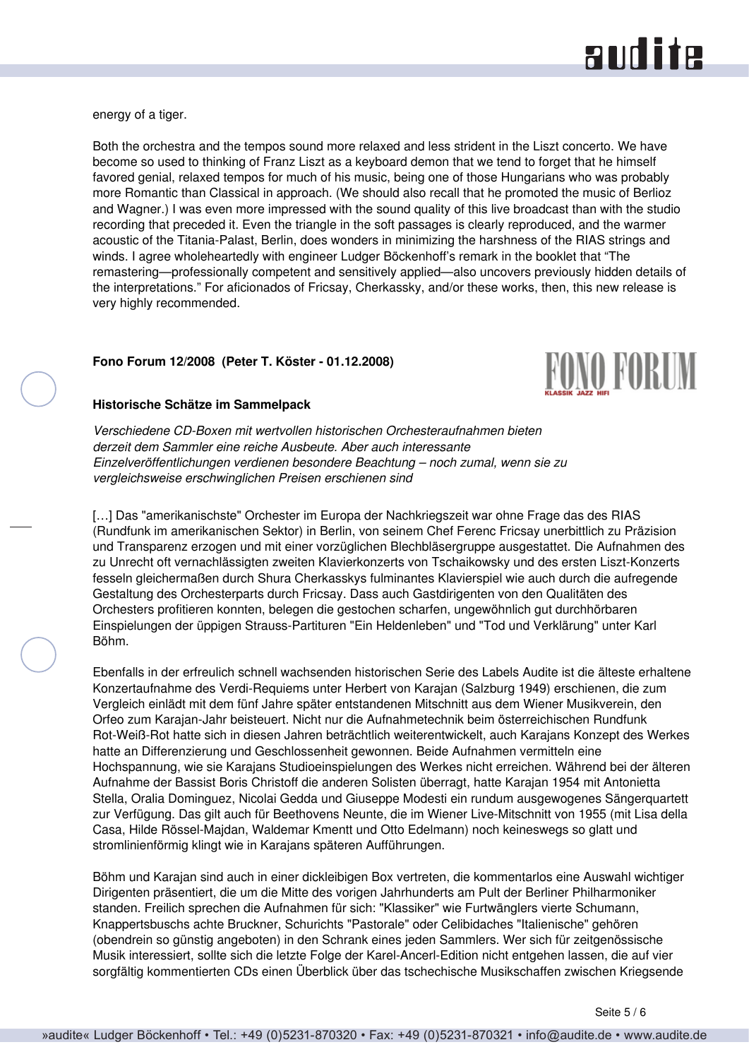energy of a tiger.

Both the orchestra and the tempos sound more relaxed and less strident in the Liszt concerto. We have become so used to thinking of Franz Liszt as a keyboard demon that we tend to forget that he himself favored genial, relaxed tempos for much of his music, being one of those Hungarians who was probably more Romantic than Classical in approach. (We should also recall that he promoted the music of Berlioz and Wagner.) I was even more impressed with the sound quality of this live broadcast than with the studio recording that preceded it. Even the triangle in the soft passages is clearly reproduced, and the warmer acoustic of the Titania-Palast, Berlin, does wonders in minimizing the harshness of the RIAS strings and winds. I agree wholeheartedly with engineer Ludger Böckenhoff's remark in the booklet that "The remastering—professionally competent and sensitively applied—also uncovers previously hidden details of the interpretations." For aficionados of Fricsay, Cherkassky, and/or these works, then, this new release is very highly recommended.

**Fono Forum 12/2008 (Peter T. Köster - 01.12.2008)**

**Historische Schätze im Sammelpack**

*Verschiedene CD-Boxen mit wertvollen historischen Orchesteraufnahmen bieten derzeit dem Sammler eine reiche Ausbeute. Aber auch interessante Einzelveröffentlichungen verdienen besondere Beachtung – noch zumal, wenn sie zu vergleichsweise erschwinglichen Preisen erschienen sind*

[…] Das "amerikanischste" Orchester im Europa der Nachkriegszeit war ohne Frage das des RIAS (Rundfunk im amerikanischen Sektor) in Berlin, von seinem Chef Ferenc Fricsay unerbittlich zu Präzision und Transparenz erzogen und mit einer vorzüglichen Blechbläsergruppe ausgestattet. Die Aufnahmen des zu Unrecht oft vernachlässigten zweiten Klavierkonzerts von Tschaikowsky und des ersten Liszt-Konzerts fesseln gleichermaßen durch Shura Cherkasskys fulminantes Klavierspiel wie auch durch die aufregende Gestaltung des Orchesterparts durch Fricsay. Dass auch Gastdirigenten von den Qualitäten des Orchesters profitieren konnten, belegen die gestochen scharfen, ungewöhnlich gut durchhörbaren Einspielungen der üppigen Strauss-Partituren "Ein Heldenleben" und "Tod und Verklärung" unter Karl Böhm.

Ebenfalls in der erfreulich schnell wachsenden historischen Serie des Labels Audite ist die älteste erhaltene Konzertaufnahme des Verdi-Requiems unter Herbert von Karajan (Salzburg 1949) erschienen, die zum Vergleich einlädt mit dem fünf Jahre später entstandenen Mitschnitt aus dem Wiener Musikverein, den Orfeo zum Karajan-Jahr beisteuert. Nicht nur die Aufnahmetechnik beim österreichischen Rundfunk Rot-Weiß-Rot hatte sich in diesen Jahren beträchtlich weiterentwickelt, auch Karajans Konzept des Werkes hatte an Differenzierung und Geschlossenheit gewonnen. Beide Aufnahmen vermitteln eine Hochspannung, wie sie Karajans Studioeinspielungen des Werkes nicht erreichen. Während bei der älteren Aufnahme der Bassist Boris Christoff die anderen Solisten überragt, hatte Karajan 1954 mit Antonietta Stella, Oralia Dominguez, Nicolai Gedda und Giuseppe Modesti ein rundum ausgewogenes Sängerquartett zur Verfügung. Das gilt auch für Beethovens Neunte, die im Wiener Live-Mitschnitt von 1955 (mit Lisa della Casa, Hilde Rössel-Majdan, Waldemar Kmentt und Otto Edelmann) noch keineswegs so glatt und stromlinienförmig klingt wie in Karajans späteren Aufführungen.

Böhm und Karajan sind auch in einer dickleibigen Box vertreten, die kommentarlos eine Auswahl wichtiger Dirigenten präsentiert, die um die Mitte des vorigen Jahrhunderts am Pult der Berliner Philharmoniker standen. Freilich sprechen die Aufnahmen für sich: "Klassiker" wie Furtwänglers vierte Schumann, Knappertsbuschs achte Bruckner, Schurichts "Pastorale" oder Celibidaches "Italienische" gehören (obendrein so günstig angeboten) in den Schrank eines jeden Sammlers. Wer sich für zeitgenössische Musik interessiert, sollte sich die letzte Folge der Karel-Ancerl-Edition nicht entgehen lassen, die auf vier sorgfältig kommentierten CDs einen Überblick über das tschechische Musikschaffen zwischen Kriegsende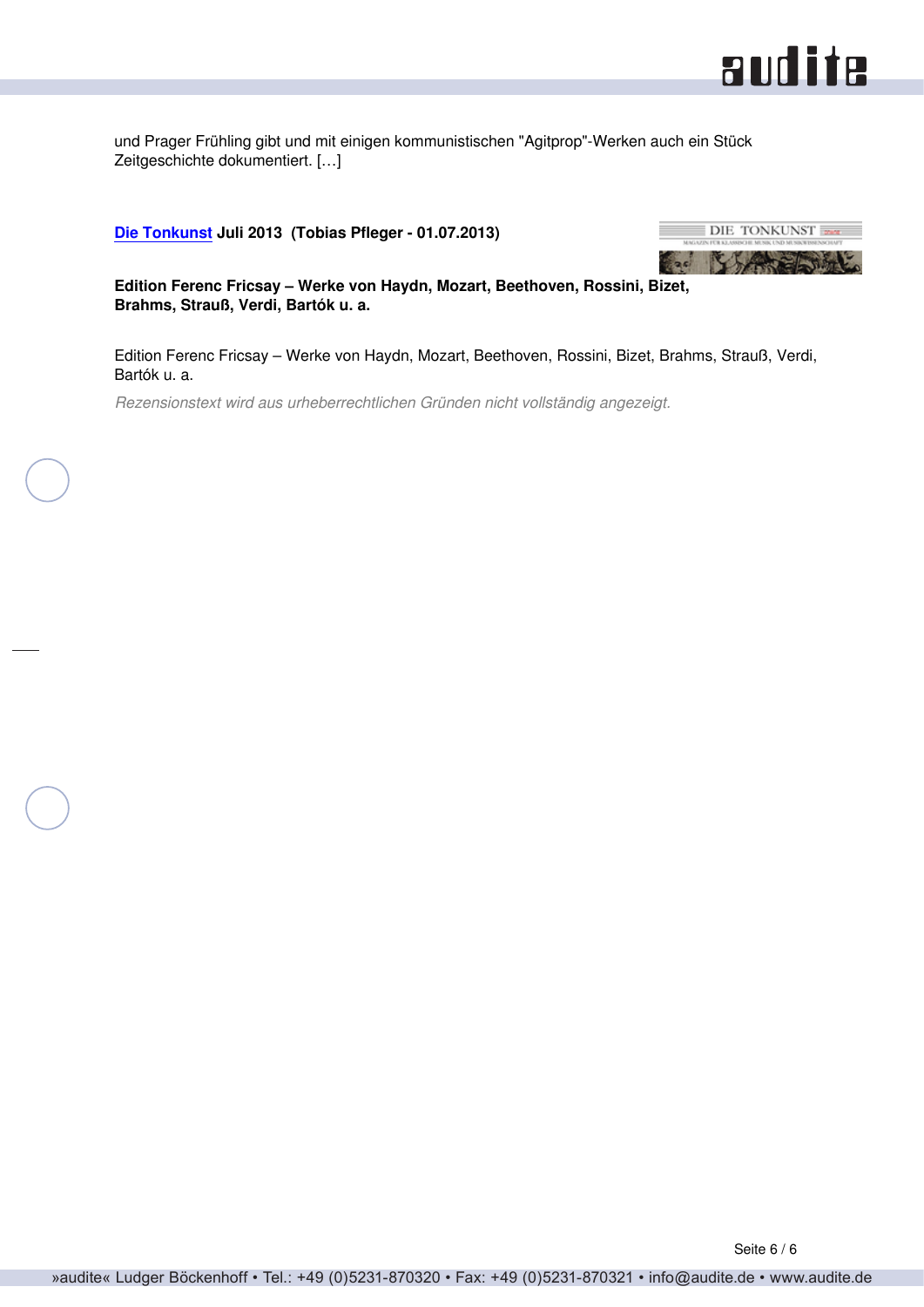und Prager Frühling gibt und mit einigen kommunistischen "Agitprop"-Werken auch ein Stück Zeitgeschichte dokumentiert. […]

**Die Tonkunst Juli 2013 (Tobias Pfleger - 01.07.2013)**

**Edition Ferenc Fricsay – Werke von Haydn, Mozart, Beethoven, Rossini, Bizet, Brahms, Strauß, Verdi, Bartók u. a.**

Edition Ferenc Fricsay – Werke von Haydn, Mozart, Beethoven, Rossini, Bizet, Brahms, Strauß, Verdi, Bartók u. a.

*Rezensionstext wird aus urheberrechtlichen Gründen nicht vollständig angezeigt.*